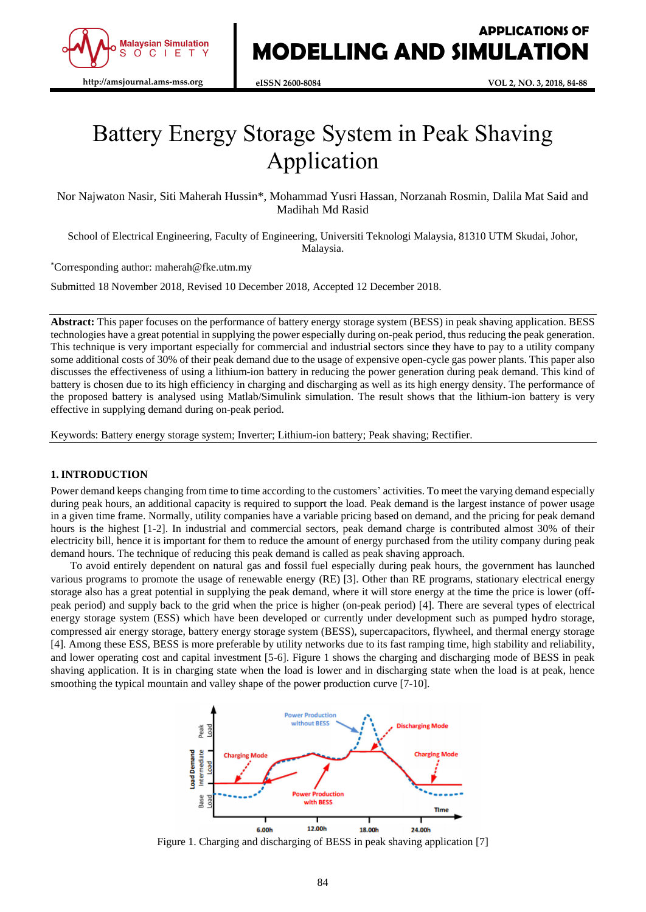# Battery Energy Storage System in Peak Shaving Application

Nor Najwaton Nasir, Siti Maherah Hussin*, Mohammad Yusri Hassan, Norzanah Rosmin, Dalila Mat Said and Madihah Md Rasid

School of Electrical Engineering, Faculty of Engineering, Universiti Teknologi Malaysia, 81310 UTM Skudai, Johor, Malaysia.

*Corresponding author: maherah@fke.utm.my

Submitted 18 November 2018, Revised 10 December 2018, Accepted 12 December 2018.

**Abstract:** This paper focuses on the performance of battery energy storage system (BESS) in peak shaving application. BESS technologies have a great potential in supplying the power especially during on-peak period, thus reducing the peak generation. This technique is very important especially for commercial and industrial sectors since they have to pay to a utility company some additional costs of 30% of their peak demand due to the usage of expensive open-cycle gas power plants. This paper also discusses the effectiveness of using a lithium-ion battery in reducing the power generation during peak demand. This kind of battery is chosen due to its high efficiency in charging and discharging as well as its high energy density. The performance of the proposed battery is analysed using Matlab/Simulink simulation. The result shows that the lithium-ion battery is very effective in supplying demand during on-peak period.

Keywords: Battery energy storage system; Inverter; Lithium-ion battery; Peak shaving; Rectifier.

## 1. INTRODUCTION

Power demand keeps changing from time to time according to the customers' activities. To meet the varying demand especially during peak hours, an additional capacity is required to support the load. Peak demand is the largest instance of power usage in a given time frame. Normally, utility companies have a variable pricing based on demand, and the pricing for peak demand hours is the highest [1-2]. In industrial and commercial sectors, peak demand charge is contributed almost 30% of their electricity bill, hence it is important for them to reduce the amount of energy purchased from the utility company during peak demand hours. The technique of reducing this peak demand is called as peak shaving approach.

To avoid entirely dependent on natural gas and fossil fuel especially during peak hours, the government has launched various programs to promote the usage of renewable energy (RE) [3]. Other than RE programs, stationary electrical energy storage also has a great potential in supplying the peak demand, where it will store energy at the time the price is lower (off-peak period) and supply back to the grid when the price is higher (on-peak period) [4]. There are several types of electrical energy storage system (ESS) which have been developed or currently under development such as pumped hydro storage, compressed air energy storage, battery energy storage system (BESS), supercapacitors, flywheel, and thermal energy storage [4]. Among these ESS, BESS is more preferable by utility networks due to its fast ramping time, high stability and reliability, and lower operating cost and capital investment [5-6]. Figure 1 shows the charging and discharging mode of BESS in peak shaving application. It is in charging state when the load is lower and in discharging state when the load is at peak, hence smoothing the typical mountain and valley shape of the power production curve [7-10].

Figure 1. Charging and discharging of BESS in peak shaving application [7]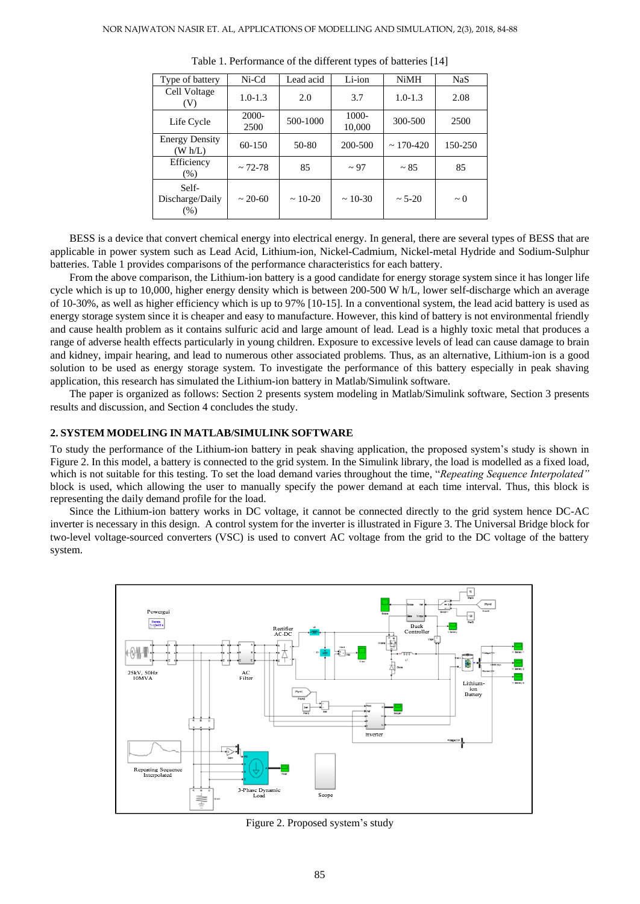Table 1. Performance of the different types of batteries [14]

| Type of battery | Ni-Cd | Lead acid | Li-ion | NiMH | NaS |
|---|---|---|---|---|---|
| Cell Voltage (V) | 1.0-1.3 | 2.0 | 3.7 | 1.0-1.3 | 2.08 |
| Life Cycle | 2000-2500 | 500-1000 | 1000-10,000 | 300-500 | 2500 |
| Energy Density (W h/L) | 60-150 | 50-80 | 200-500 | ~ 170-420 | 150-250 |
| Efficiency (%) | ~ 72-78 | 85 | ~ 97 | ~ 85 | 85 |
| Self-Discharge/Daily (%) | ~ 20-60 | ~ 10-20 | ~ 10-30 | ~ 5-20 | ~ 0 |

BESS is a device that convert chemical energy into electrical energy. In general, there are several types of BESS that are applicable in power system such as Lead Acid, Lithium-ion, Nickel-Cadmium, Nickel-metal Hydride and Sodium-Sulphur batteries. Table 1 provides comparisons of the performance characteristics for each battery.

From the above comparison, the Lithium-ion battery is a good candidate for energy storage system since it has longer life cycle which is up to 10,000, higher energy density which is between 200-500 W h/L, lower self-discharge which an average of 10-30%, as well as higher efficiency which is up to 97% [10-15]. In a conventional system, the lead acid battery is used as energy storage system since it is cheaper and easy to manufacture. However, this kind of battery is not environmental friendly and cause health problem as it contains sulfuric acid and large amount of lead. Lead is a highly toxic metal that produces a range of adverse health effects particularly in young children. Exposure to excessive levels of lead can cause damage to brain and kidney, impair hearing, and lead to numerous other associated problems. Thus, as an alternative, Lithium-ion is a good solution to be used as energy storage system. To investigate the performance of this battery especially in peak shaving application, this research has simulated the Lithium-ion battery in Matlab/Simulink software.

The paper is organized as follows: Section 2 presents system modeling in Matlab/Simulink software, Section 3 presents results and discussion, and Section 4 concludes the study.

## 2. SYSTEM MODELING IN MATLAB/SIMULINK SOFTWARE

To study the performance of the Lithium-ion battery in peak shaving application, the proposed system's study is shown in Figure 2. In this model, a battery is connected to the grid system. In the Simulink library, the load is modelled as a fixed load, which is not suitable for this testing. To set the load demand varies throughout the time, "*Repeating Sequence Interpolated"* block is used, which allowing the user to manually specify the power demand at each time interval. Thus, this block is representing the daily demand profile for the load.

Since the Lithium-ion battery works in DC voltage, it cannot be connected directly to the grid system hence DC-AC inverter is necessary in this design. A control system for the inverter is illustrated in Figure 3. The Universal Bridge block for two-level voltage-sourced converters (VSC) is used to convert AC voltage from the grid to the DC voltage of the battery system.

Figure 2. Proposed system's study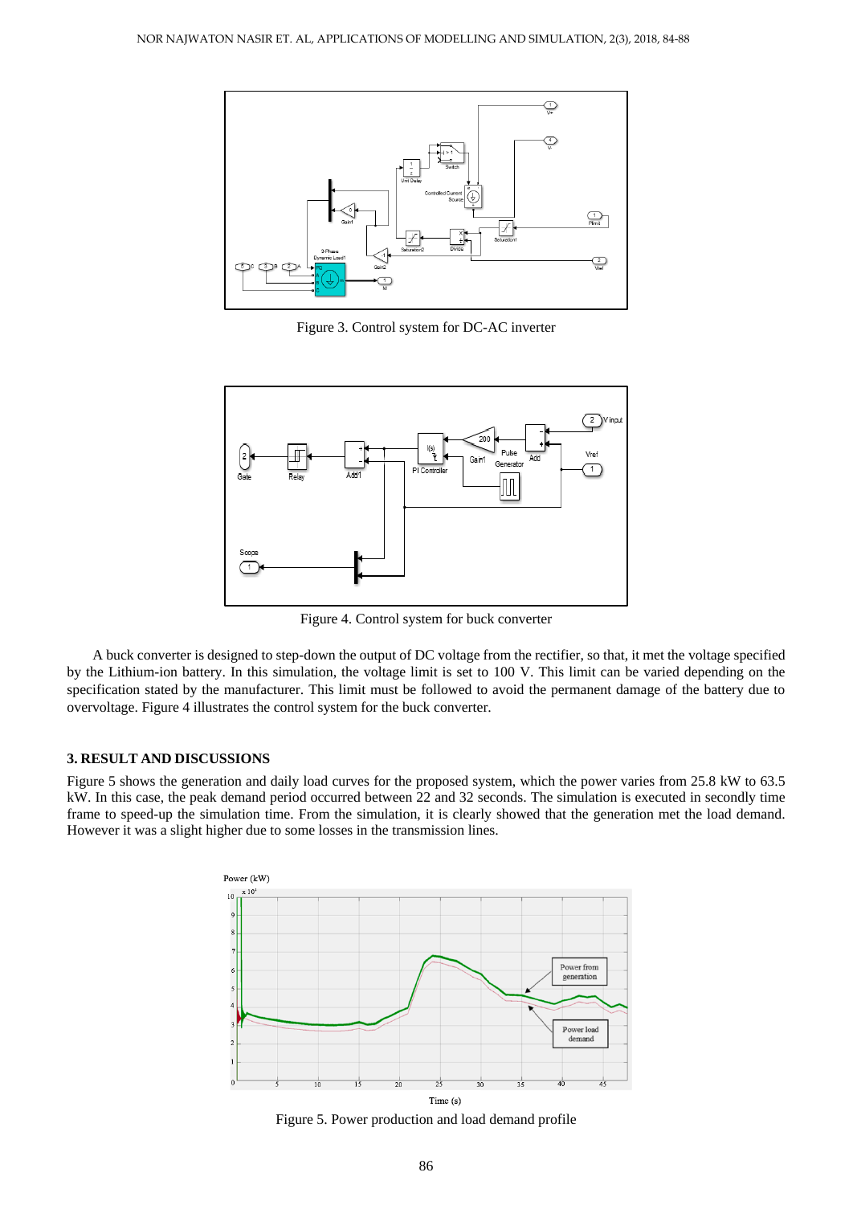Figure 3. Control system for DC-AC inverter

Figure 4. Control system for buck converter

A buck converter is designed to step-down the output of DC voltage from the rectifier, so that, it met the voltage specified by the Lithium-ion battery. In this simulation, the voltage limit is set to 100 V. This limit can be varied depending on the specification stated by the manufacturer. This limit must be followed to avoid the permanent damage of the battery due to overvoltage. Figure 4 illustrates the control system for the buck converter.

## 3. RESULT AND DISCUSSIONS

Figure 5 shows the generation and daily load curves for the proposed system, which the power varies from 25.8 kW to 63.5 kW. In this case, the peak demand period occurred between 22 and 32 seconds. The simulation is executed in secondly time frame to speed-up the simulation time. From the simulation, it is clearly showed that the generation met the load demand. However it was a slight higher due to some losses in the transmission lines.

Figure 5. Power production and load demand profile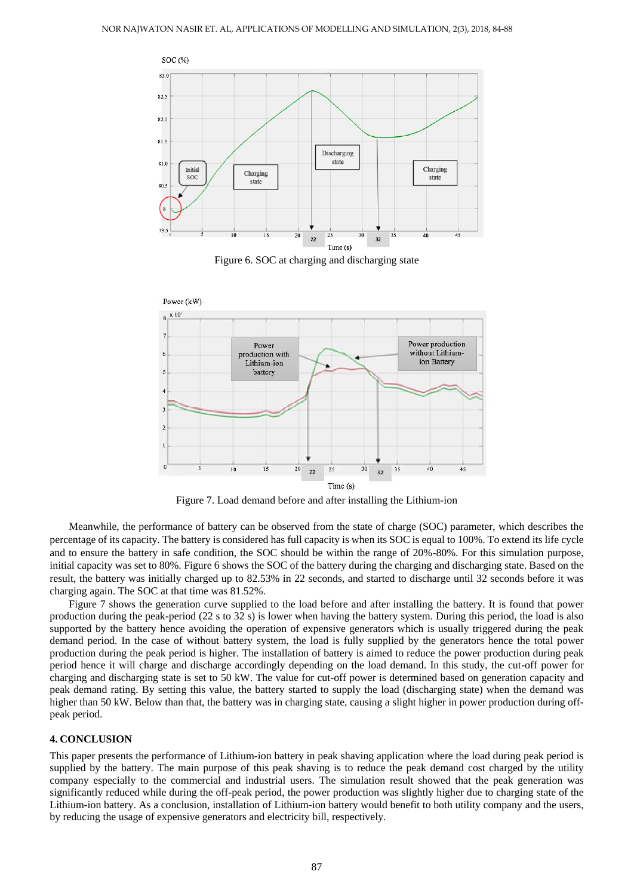Figure 6. SOC at charging and discharging state

Figure 7. Load demand before and after installing the Lithium-ion

Meanwhile, the performance of battery can be observed from the state of charge (SOC) parameter, which describes the percentage of its capacity. The battery is considered has full capacity is when its SOC is equal to 100%. To extend its life cycle and to ensure the battery in safe condition, the SOC should be within the range of 20%-80%. For this simulation purpose, initial capacity was set to 80%. Figure 6 shows the SOC of the battery during the charging and discharging state. Based on the result, the battery was initially charged up to 82.53% in 22 seconds, and started to discharge until 32 seconds before it was charging again. The SOC at that time was 81.52%.

Figure 7 shows the generation curve supplied to the load before and after installing the battery. It is found that power production during the peak-period (22 s to 32 s) is lower when having the battery system. During this period, the load is also supported by the battery hence avoiding the operation of expensive generators which is usually triggered during the peak demand period. In the case of without battery system, the load is fully supplied by the generators hence the total power production during the peak period is higher. The installation of battery is aimed to reduce the power production during peak period hence it will charge and discharge accordingly depending on the load demand. In this study, the cut-off power for charging and discharging state is set to 50 kW. The value for cut-off power is determined based on generation capacity and peak demand rating. By setting this value, the battery started to supply the load (discharging state) when the demand was higher than 50 kW. Below than that, the battery was in charging state, causing a slight higher in power production during off-peak period.

## 4. CONCLUSION

This paper presents the performance of Lithium-ion battery in peak shaving application where the load during peak period is supplied by the battery. The main purpose of this peak shaving is to reduce the peak demand cost charged by the utility company especially to the commercial and industrial users. The simulation result showed that the peak generation was significantly reduced while during the off-peak period, the power production was slightly higher due to charging state of the Lithium-ion battery. As a conclusion, installation of Lithium-ion battery would benefit to both utility company and the users, by reducing the usage of expensive generators and electricity bill, respectively.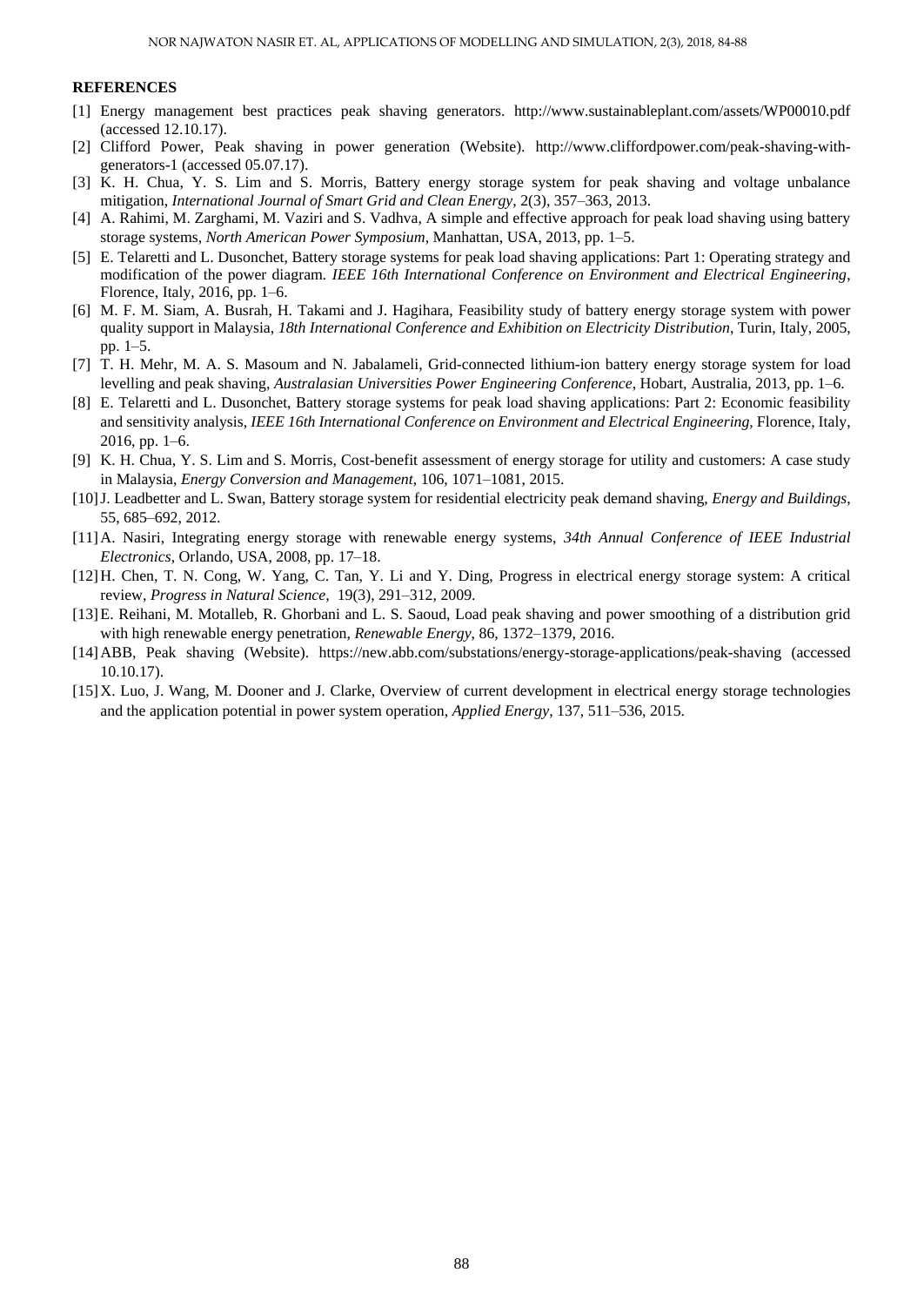**REFERENCES**

[1] Energy management best practices peak shaving generators. http://www.sustainableplant.com/assets/WP00010.pdf (accessed 12.10.17).

[2] Clifford Power, Peak shaving in power generation (Website). http://www.cliffordpower.com/peak-shaving-with-generators-1 (accessed 05.07.17).

[3] K. H. Chua, Y. S. Lim and S. Morris, Battery energy storage system for peak shaving and voltage unbalance mitigation, *International Journal of Smart Grid and Clean Energy*, 2(3), 357–363, 2013.

[4] A. Rahimi, M. Zarghami, M. Vaziri and S. Vadhva, A simple and effective approach for peak load shaving using battery storage systems, *North American Power Symposium*, Manhattan, USA, 2013, pp. 1–5.

[5] E. Telaretti and L. Dusonchet, Battery storage systems for peak load shaving applications: Part 1: Operating strategy and modification of the power diagram. *IEEE 16th International Conference on Environment and Electrical Engineering*, Florence, Italy, 2016, pp. 1–6.

[6] M. F. M. Siam, A. Busrah, H. Takami and J. Hagihara, Feasibility study of battery energy storage system with power quality support in Malaysia, *18th International Conference and Exhibition on Electricity Distribution*, Turin, Italy, 2005, pp. 1–5.

[7] T. H. Mehr, M. A. S. Masoum and N. Jabalameli, Grid-connected lithium-ion battery energy storage system for load levelling and peak shaving, *Australasian Universities Power Engineering Conference*, Hobart, Australia, 2013, pp. 1–6.

[8] E. Telaretti and L. Dusonchet, Battery storage systems for peak load shaving applications: Part 2: Economic feasibility and sensitivity analysis, *IEEE 16th International Conference on Environment and Electrical Engineering*, Florence, Italy, 2016, pp. 1–6.

[9] K. H. Chua, Y. S. Lim and S. Morris, Cost-benefit assessment of energy storage for utility and customers: A case study in Malaysia, *Energy Conversion and Management*, 106, 1071–1081, 2015.

[10] J. Leadbetter and L. Swan, Battery storage system for residential electricity peak demand shaving, *Energy and Buildings*, 55, 685–692, 2012.

[11] A. Nasiri, Integrating energy storage with renewable energy systems, *34th Annual Conference of IEEE Industrial Electronics*, Orlando, USA, 2008, pp. 17–18.

[12] H. Chen, T. N. Cong, W. Yang, C. Tan, Y. Li and Y. Ding, Progress in electrical energy storage system: A critical review, *Progress in Natural Science*, 19(3), 291–312, 2009.

[13] E. Reihani, M. Motalleb, R. Ghorbani and L. S. Saoud, Load peak shaving and power smoothing of a distribution grid with high renewable energy penetration, *Renewable Energy*, 86, 1372–1379, 2016.

[14] ABB, Peak shaving (Website). https://new.abb.com/substations/energy-storage-applications/peak-shaving (accessed 10.10.17).

[15] X. Luo, J. Wang, M. Dooner and J. Clarke, Overview of current development in electrical energy storage technologies and the application potential in power system operation, *Applied Energy*, 137, 511–536, 2015.